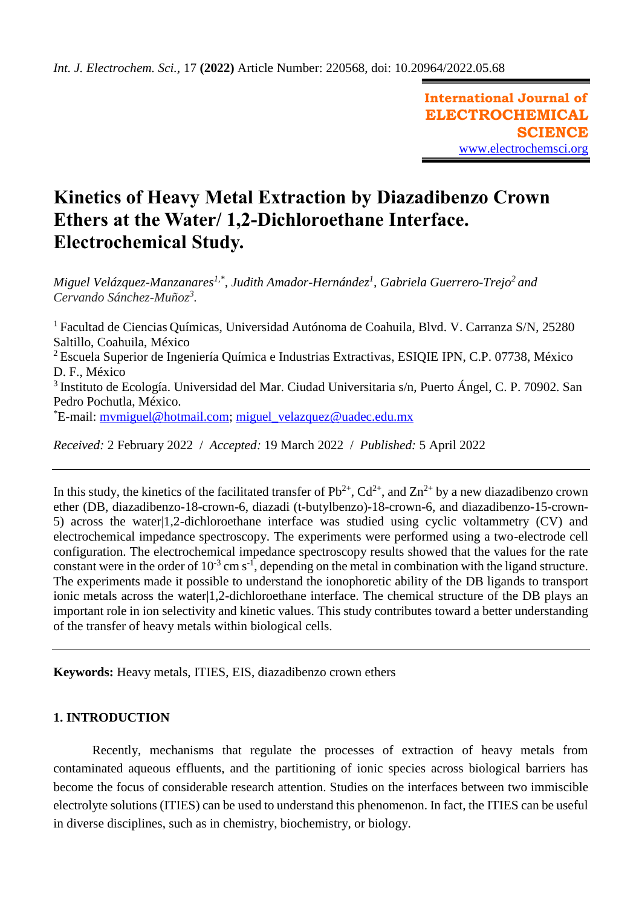# Kinetics of Heavy Metal Extraction by Diazadibenzo Crown Ethers at the Water/ 1,2-Dichloroethane Interface. Electrochemical Study.

*Miguel Velázquez-Manzanares[1,*], Judith Amador-Hernández[1], Gabriela Guerrero-Trejo[2] and Cervando Sánchez-Muñoz[3].*

[1] Facultad de Ciencias Químicas, Universidad Autónoma de Coahuila, Blvd. V. Carranza S/N, 25280 Saltillo, Coahuila, México
[2] Escuela Superior de Ingeniería Química e Industrias Extractivas, ESIQIE IPN, C.P. 07738, México D. F., México
[3] Instituto de Ecología. Universidad del Mar. Ciudad Universitaria s/n, Puerto Ángel, C. P. 70902. San Pedro Pochutla, México.
[*]E-mail: mvmiguel@hotmail.com; miguel_velazquez@uadec.edu.mx

*Received:* 2 February 2022 / *Accepted:* 19 March 2022 / *Published:* 5 April 2022

In this study, the kinetics of the facilitated transfer of $Pb^{2+}$, $Cd^{2+}$, and $Zn^{2+}$ by a new diazadibenzo crown ether (DB, diazadibenzo-18-crown-6, diazadi (t-butylbenzo)-18-crown-6, and diazadibenzo-15-crown-5) across the water|1,2-dichloroethane interface was studied using cyclic voltammetry (CV) and electrochemical impedance spectroscopy. The experiments were performed using a two-electrode cell configuration. The electrochemical impedance spectroscopy results showed that the values for the rate constant were in the order of $10^{-3}$ cm $s^{-1}$, depending on the metal in combination with the ligand structure. The experiments made it possible to understand the ionophoretic ability of the DB ligands to transport ionic metals across the water|1,2-dichloroethane interface. The chemical structure of the DB plays an important role in ion selectivity and kinetic values. This study contributes toward a better understanding of the transfer of heavy metals within biological cells.

**Keywords:** Heavy metals, ITIES, EIS, diazadibenzo crown ethers

## 1. INTRODUCTION

Recently, mechanisms that regulate the processes of extraction of heavy metals from contaminated aqueous effluents, and the partitioning of ionic species across biological barriers has become the focus of considerable research attention. Studies on the interfaces between two immiscible electrolyte solutions (ITIES) can be used to understand this phenomenon. In fact, the ITIES can be useful in diverse disciplines, such as in chemistry, biochemistry, or biology.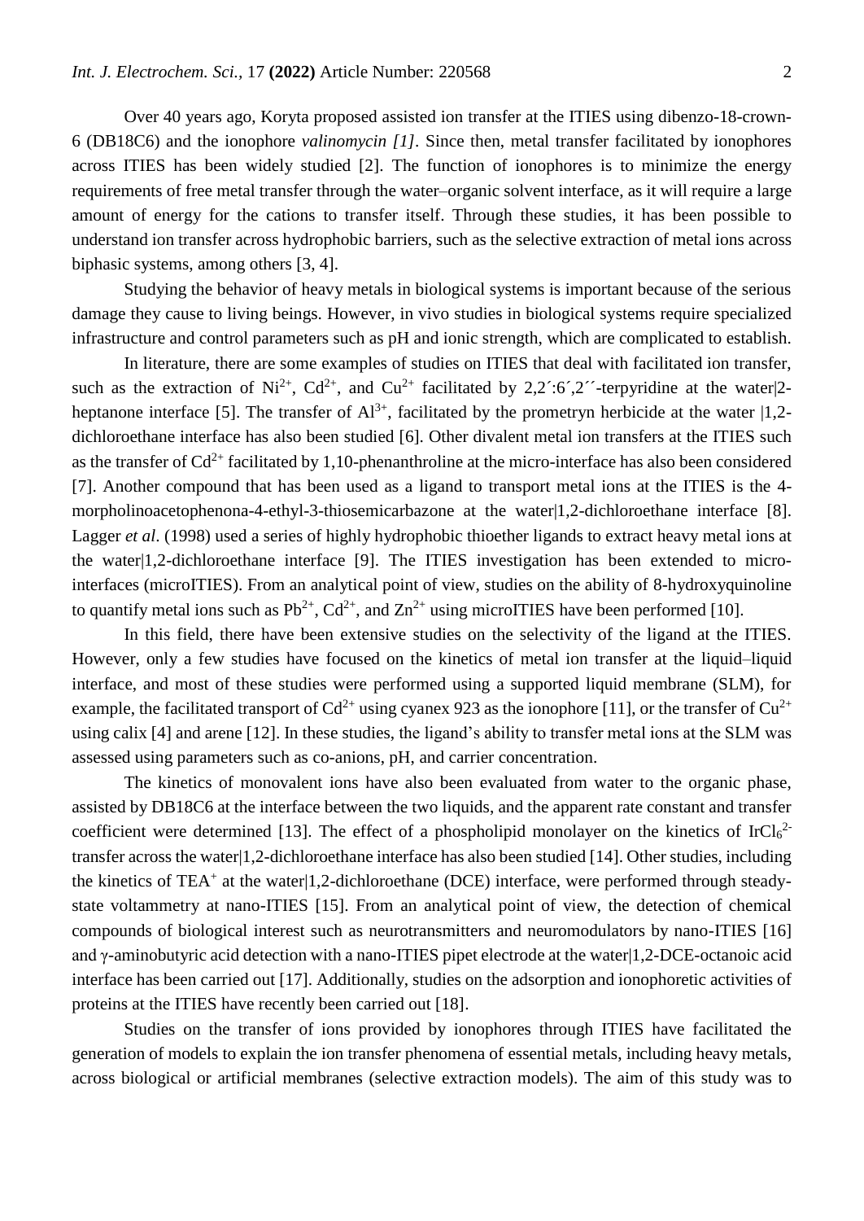Over 40 years ago, Koryta proposed assisted ion transfer at the ITIES using dibenzo-18-crown-6 (DB18C6) and the ionophore *valinomycin [1]*. Since then, metal transfer facilitated by ionophores across ITIES has been widely studied [2]. The function of ionophores is to minimize the energy requirements of free metal transfer through the water–organic solvent interface, as it will require a large amount of energy for the cations to transfer itself. Through these studies, it has been possible to understand ion transfer across hydrophobic barriers, such as the selective extraction of metal ions across biphasic systems, among others [3, 4].

Studying the behavior of heavy metals in biological systems is important because of the serious damage they cause to living beings. However, in vivo studies in biological systems require specialized infrastructure and control parameters such as pH and ionic strength, which are complicated to establish.

In literature, there are some examples of studies on ITIES that deal with facilitated ion transfer, such as the extraction of $Ni^{2+}$, $Cd^{2+}$, and $Cu^{2+}$ facilitated by 2,2´:6´,2´´-terpyridine at the water|2-heptanone interface [5]. The transfer of $Al^{3+}$, facilitated by the prometryn herbicide at the water |1,2-dichloroethane interface has also been studied [6]. Other divalent metal ion transfers at the ITIES such as the transfer of $Cd^{2+}$ facilitated by 1,10-phenanthroline at the micro-interface has also been considered [7]. Another compound that has been used as a ligand to transport metal ions at the ITIES is the 4-morpholinoacetophenona-4-ethyl-3-thiosemicarbazone at the water|1,2-dichloroethane interface [8]. Lagger *et al*. (1998) used a series of highly hydrophobic thioether ligands to extract heavy metal ions at the water|1,2-dichloroethane interface [9]. The ITIES investigation has been extended to micro-interfaces (microITIES). From an analytical point of view, studies on the ability of 8-hydroxyquinoline to quantify metal ions such as $Pb^{2+}$, $Cd^{2+}$, and $Zn^{2+}$ using microITIES have been performed [10].

In this field, there have been extensive studies on the selectivity of the ligand at the ITIES. However, only a few studies have focused on the kinetics of metal ion transfer at the liquid–liquid interface, and most of these studies were performed using a supported liquid membrane (SLM), for example, the facilitated transport of $Cd^{2+}$ using cyanex 923 as the ionophore [11], or the transfer of $Cu^{2+}$ using calix [4] and arene [12]. In these studies, the ligand's ability to transfer metal ions at the SLM was assessed using parameters such as co-anions, pH, and carrier concentration.

The kinetics of monovalent ions have also been evaluated from water to the organic phase, assisted by DB18C6 at the interface between the two liquids, and the apparent rate constant and transfer coefficient were determined [13]. The effect of a phospholipid monolayer on the kinetics of $IrCl_6^{2-}$ transfer across the water|1,2-dichloroethane interface has also been studied [14]. Other studies, including the kinetics of $TEA^+$ at the water|1,2-dichloroethane (DCE) interface, were performed through steady-state voltammetry at nano-ITIES [15]. From an analytical point of view, the detection of chemical compounds of biological interest such as neurotransmitters and neuromodulators by nano-ITIES [16] and γ-aminobutyric acid detection with a nano-ITIES pipet electrode at the water|1,2-DCE-octanoic acid interface has been carried out [17]. Additionally, studies on the adsorption and ionophoretic activities of proteins at the ITIES have recently been carried out [18].

Studies on the transfer of ions provided by ionophores through ITIES have facilitated the generation of models to explain the ion transfer phenomena of essential metals, including heavy metals, across biological or artificial membranes (selective extraction models). The aim of this study was to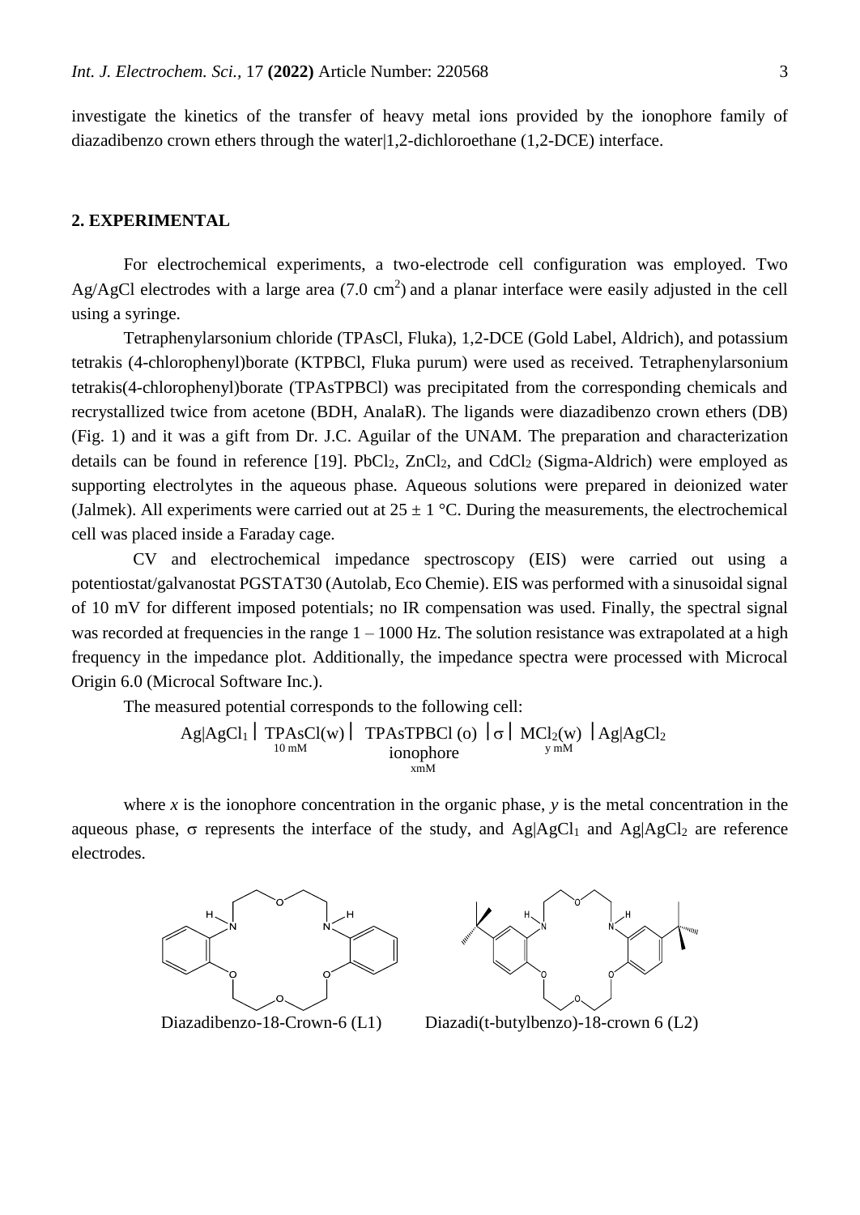investigate the kinetics of the transfer of heavy metal ions provided by the ionophore family of diazadibenzo crown ethers through the water|1,2-dichloroethane (1,2-DCE) interface.

## 2. EXPERIMENTAL

For electrochemical experiments, a two-electrode cell configuration was employed. Two Ag/AgCl electrodes with a large area (7.0 $cm^2$) and a planar interface were easily adjusted in the cell using a syringe.

Tetraphenylarsonium chloride (TPAsCl, Fluka), 1,2-DCE (Gold Label, Aldrich), and potassium tetrakis (4-chlorophenyl)borate (KTPBCl, Fluka purum) were used as received. Tetraphenylarsonium tetrakis(4-chlorophenyl)borate (TPAsTPBCl) was precipitated from the corresponding chemicals and recrystallized twice from acetone (BDH, AnalaR). The ligands were diazadibenzo crown ethers (DB) (Fig. 1) and it was a gift from Dr. J.C. Aguilar of the UNAM. The preparation and characterization details can be found in reference [19]. $PbCl_2$, $ZnCl_2$, and $CdCl_2$ (Sigma-Aldrich) were employed as supporting electrolytes in the aqueous phase. Aqueous solutions were prepared in deionized water (Jalmek). All experiments were carried out at 25 ± 1 °C. During the measurements, the electrochemical cell was placed inside a Faraday cage.

CV and electrochemical impedance spectroscopy (EIS) were carried out using a potentiostat/galvanostat PGSTAT30 (Autolab, Eco Chemie). EIS was performed with a sinusoidal signal of 10 mV for different imposed potentials; no IR compensation was used. Finally, the spectral signal was recorded at frequencies in the range 1 – 1000 Hz. The solution resistance was extrapolated at a high frequency in the impedance plot. Additionally, the impedance spectra were processed with Microcal Origin 6.0 (Microcal Software Inc.).

The measured potential corresponds to the following cell:

$$\mathrm{Ag|AgCl_1} \left| \underset{10\ \mathrm{mM}}{\mathrm{TPAsCl(w)}} \right| \underset{\mathrm{xmM}}{\underset{\mathrm{ionophore}}{\mathrm{TPAsTPBCl\ (o)}}} \left| \sigma \right| \underset{\mathrm{y\ mM}}{\mathrm{MCl_2(w)}} \left| \mathrm{Ag|AgCl_2} \right.$$

where $x$ is the ionophore concentration in the organic phase, $y$ is the metal concentration in the aqueous phase, $\sigma$ represents the interface of the study, and $Ag|AgCl_1$ and $Ag|AgCl_2$ are reference electrodes.

Diazadibenzo-18-Crown-6 (L1) Diazadi(t-butylbenzo)-18-crown 6 (L2)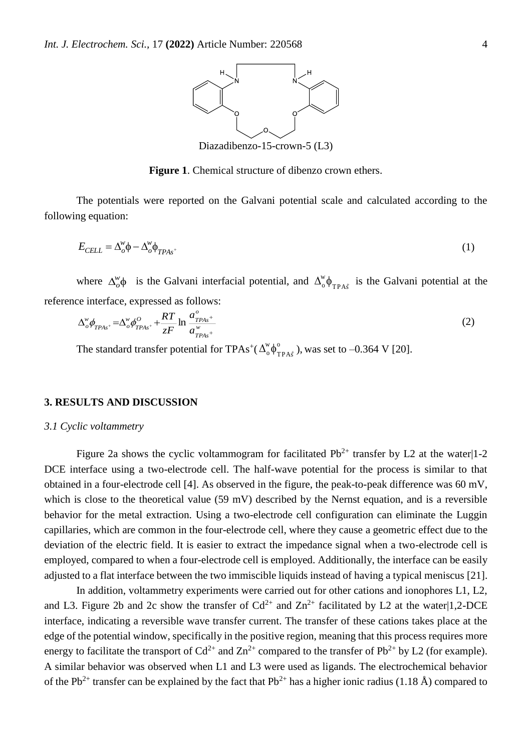Diazadibenzo-15-crown-5 (L3)

**Figure 1**. Chemical structure of dibenzo crown ethers.

The potentials were reported on the Galvani potential scale and calculated according to the following equation:

$$E_{CELL} = \Delta_o^w \phi - \Delta_o^w \phi_{TPAs^+} \tag{1}$$

where $\Delta_o^w \phi$ is the Galvani interfacial potential, and $\Delta_o^w \phi_{TPAs^+}$ is the Galvani potential at the reference interface, expressed as follows:

$$\Delta_o^w \phi_{TPAs^+} = \Delta_o^w \phi_{TPAs^+}^O + \frac{RT}{zF} \ln \frac{a_{TPAs^+}^o}{a_{TPAs^+}^w} \tag{2}$$

The standard transfer potential for $TPAs^+$($\Delta_o^w \phi_{TPAs^+}^o$), was set to –0.364 V [20].

## 3. RESULTS AND DISCUSSION

### *3.1 Cyclic voltammetry*

Figure 2a shows the cyclic voltammogram for facilitated $Pb^{2+}$ transfer by L2 at the water|1-2 DCE interface using a two-electrode cell. The half-wave potential for the process is similar to that obtained in a four-electrode cell [4]. As observed in the figure, the peak-to-peak difference was 60 mV, which is close to the theoretical value (59 mV) described by the Nernst equation, and is a reversible behavior for the metal extraction. Using a two-electrode cell configuration can eliminate the Luggin capillaries, which are common in the four-electrode cell, where they cause a geometric effect due to the deviation of the electric field. It is easier to extract the impedance signal when a two-electrode cell is employed, compared to when a four-electrode cell is employed. Additionally, the interface can be easily adjusted to a flat interface between the two immiscible liquids instead of having a typical meniscus [21].

In addition, voltammetry experiments were carried out for other cations and ionophores L1, L2, and L3. Figure 2b and 2c show the transfer of $Cd^{2+}$ and $Zn^{2+}$ facilitated by L2 at the water|1,2-DCE interface, indicating a reversible wave transfer current. The transfer of these cations takes place at the edge of the potential window, specifically in the positive region, meaning that this process requires more energy to facilitate the transport of $Cd^{2+}$ and $Zn^{2+}$ compared to the transfer of $Pb^{2+}$ by L2 (for example). A similar behavior was observed when L1 and L3 were used as ligands. The electrochemical behavior of the $Pb^{2+}$ transfer can be explained by the fact that $Pb^{2+}$ has a higher ionic radius (1.18 Å) compared to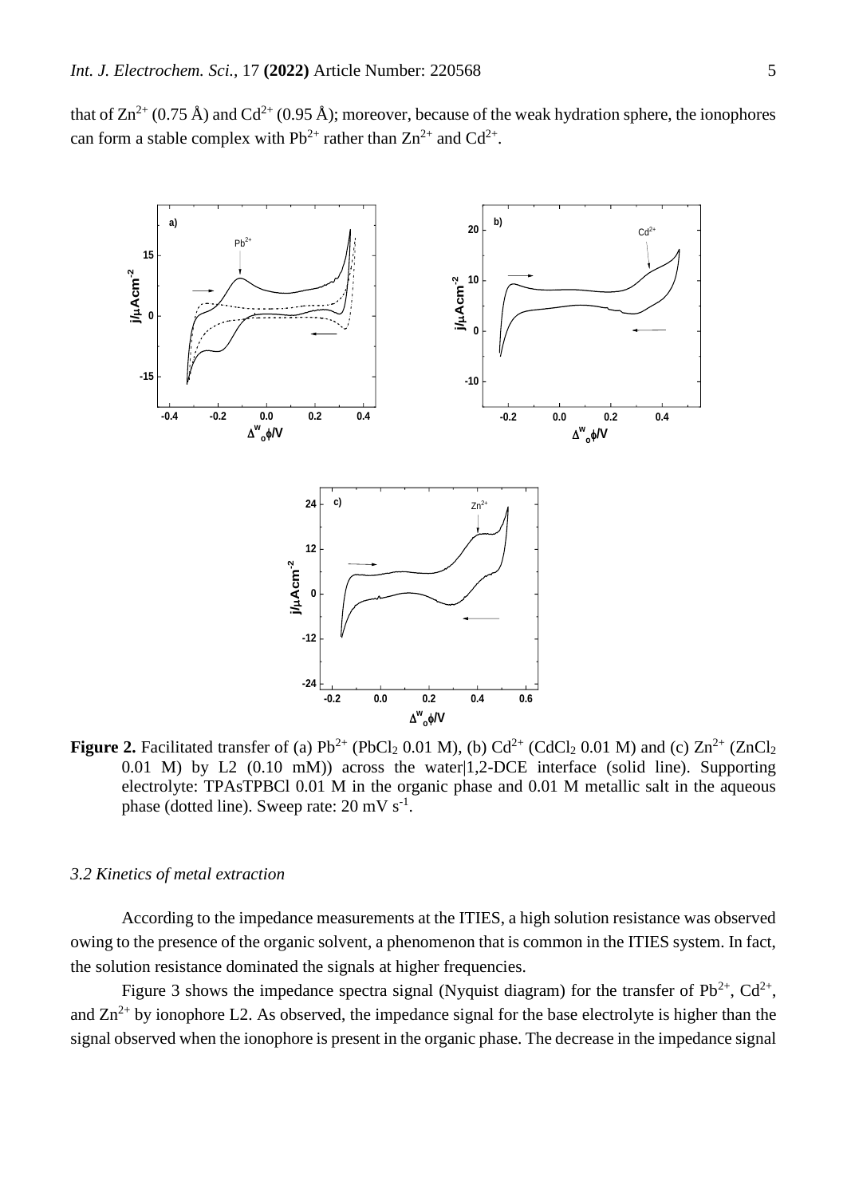that of $Zn^{2+}$ (0.75 Å) and $Cd^{2+}$ (0.95 Å); moreover, because of the weak hydration sphere, the ionophores can form a stable complex with $Pb^{2+}$ rather than $Zn^{2+}$ and $Cd^{2+}$.

**Figure 2.** Facilitated transfer of (a) $Pb^{2+}$ ($PbCl_2$ 0.01 M), (b) $Cd^{2+}$ ($CdCl_2$ 0.01 M) and (c) $Zn^{2+}$ ($ZnCl_2$ 0.01 M) by L2 (0.10 mM)) across the water|1,2-DCE interface (solid line). Supporting electrolyte: TPAsTPBCl 0.01 M in the organic phase and 0.01 M metallic salt in the aqueous phase (dotted line). Sweep rate: 20 mV $s^{-1}$.

### *3.2 Kinetics of metal extraction*

According to the impedance measurements at the ITIES, a high solution resistance was observed owing to the presence of the organic solvent, a phenomenon that is common in the ITIES system. In fact, the solution resistance dominated the signals at higher frequencies.

Figure 3 shows the impedance spectra signal (Nyquist diagram) for the transfer of $Pb^{2+}$, $Cd^{2+}$, and $Zn^{2+}$ by ionophore L2. As observed, the impedance signal for the base electrolyte is higher than the signal observed when the ionophore is present in the organic phase. The decrease in the impedance signal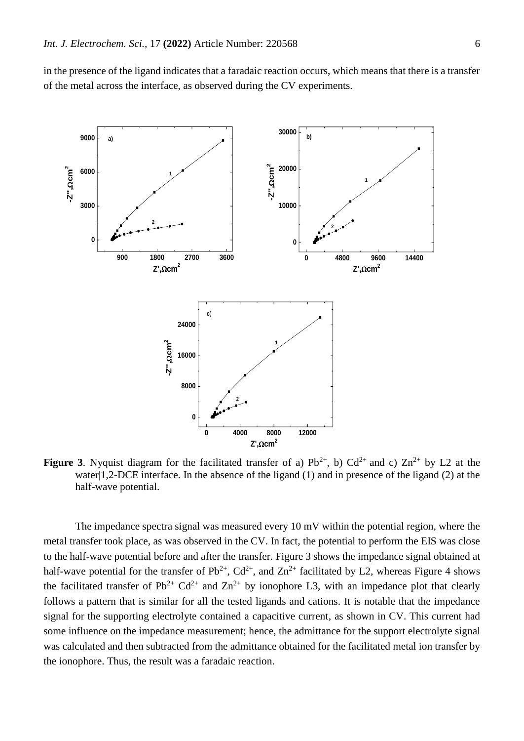in the presence of the ligand indicates that a faradaic reaction occurs, which means that there is a transfer of the metal across the interface, as observed during the CV experiments.

**Figure 3**. Nyquist diagram for the facilitated transfer of a) $Pb^{2+}$, b) $Cd^{2+}$ and c) $Zn^{2+}$ by L2 at the water|1,2-DCE interface. In the absence of the ligand (1) and in presence of the ligand (2) at the half-wave potential.

The impedance spectra signal was measured every 10 mV within the potential region, where the metal transfer took place, as was observed in the CV. In fact, the potential to perform the EIS was close to the half-wave potential before and after the transfer. Figure 3 shows the impedance signal obtained at half-wave potential for the transfer of $Pb^{2+}$, $Cd^{2+}$, and $Zn^{2+}$ facilitated by L2, whereas Figure 4 shows the facilitated transfer of $Pb^{2+}$ $Cd^{2+}$ and $Zn^{2+}$ by ionophore L3, with an impedance plot that clearly follows a pattern that is similar for all the tested ligands and cations. It is notable that the impedance signal for the supporting electrolyte contained a capacitive current, as shown in CV. This current had some influence on the impedance measurement; hence, the admittance for the support electrolyte signal was calculated and then subtracted from the admittance obtained for the facilitated metal ion transfer by the ionophore. Thus, the result was a faradaic reaction.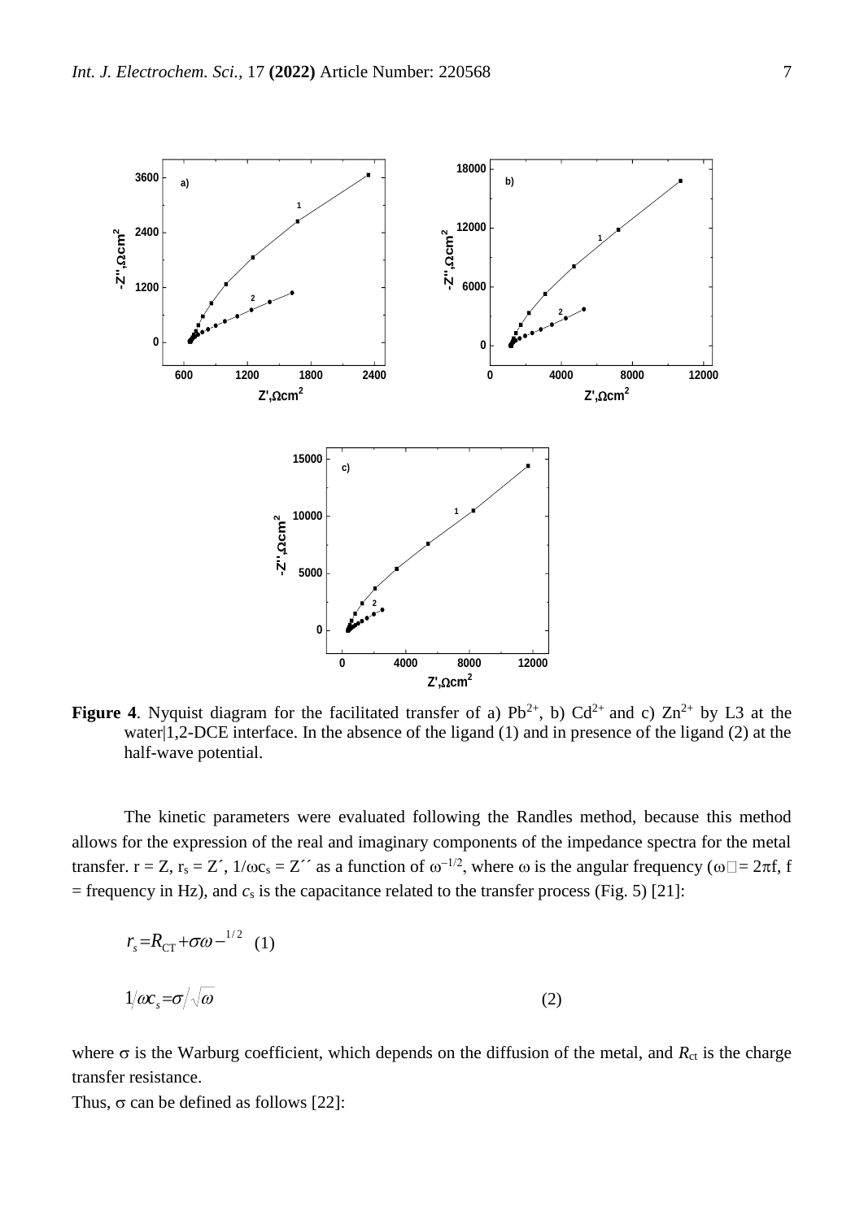**Figure 4**. Nyquist diagram for the facilitated transfer of a) $Pb^{2+}$, b) $Cd^{2+}$ and c) $Zn^{2+}$ by L3 at the water|1,2-DCE interface. In the absence of the ligand (1) and in presence of the ligand (2) at the half-wave potential.

The kinetic parameters were evaluated following the Randles method, because this method allows for the expression of the real and imaginary components of the impedance spectra for the metal transfer. r = Z, $r_s$ = Z´, $1/\omega c_s$ = Z´´ as a function of $\omega^{-1/2}$, where ω is the angular frequency ($\omega = 2\pi f$, f = frequency in Hz), and $c_s$ is the capacitance related to the transfer process (Fig. 5) [21]:

$$r_s = R_{CT} + \sigma\omega^{-1/2} \quad (1)$$

$$1/\omega c_s = \sigma/\sqrt{\omega} \quad (2)$$

where σ is the Warburg coefficient, which depends on the diffusion of the metal, and $R_{ct}$ is the charge transfer resistance.

Thus, σ can be defined as follows [22]: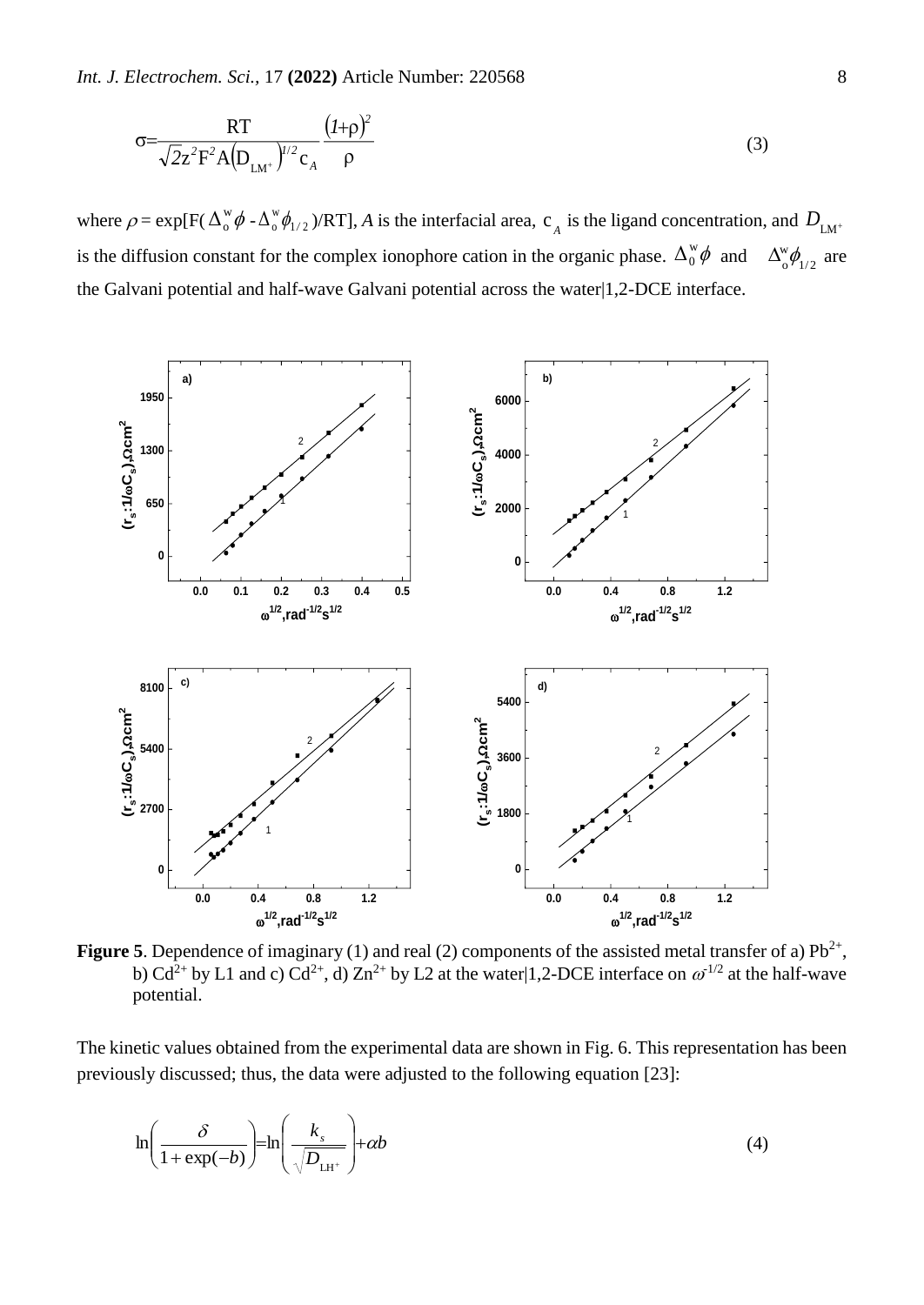$$\sigma = \frac{RT}{\sqrt{2} z^2 F^2 A \left(D_{LM^+}\right)^{1/2} c_A} \frac{(1+\rho)^2}{\rho} \tag{3}$$

where $\rho = \exp[F(\Delta_o^w \phi - \Delta_o^w \phi_{1/2})/RT]$, $A$ is the interfacial area, $c_A$ is the ligand concentration, and $D_{LM^+}$ is the diffusion constant for the complex ionophore cation in the organic phase. $\Delta_0^w \phi$ and $\Delta_o^w \phi_{1/2}$ are the Galvani potential and half-wave Galvani potential across the water|1,2-DCE interface.

**Figure 5**. Dependence of imaginary (1) and real (2) components of the assisted metal transfer of a) $Pb^{2+}$, b) $Cd^{2+}$ by L1 and c) $Cd^{2+}$, d) $Zn^{2+}$ by L2 at the water|1,2-DCE interface on $\omega^{-1/2}$ at the half-wave potential.

The kinetic values obtained from the experimental data are shown in Fig. 6. This representation has been previously discussed; thus, the data were adjusted to the following equation [23]:

$$\ln\left(\frac{\delta}{1+\exp(-b)}\right) = \ln\left(\frac{k_s}{\sqrt{D_{LH^+}}}\right) + \alpha b \tag{4}$$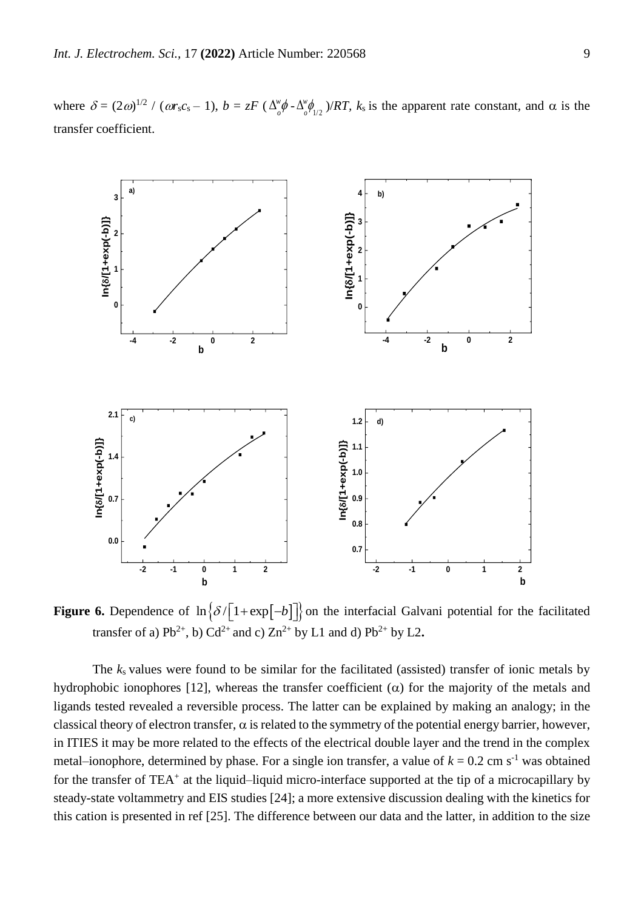where $\delta = (2\omega)^{1/2} / (\omega r_s c_s - 1)$, $b = zF\,(\Delta_o^w\phi - \Delta_o^w\phi_{1/2})/RT$, $k_s$ is the apparent rate constant, and $\alpha$ is the transfer coefficient.

**Figure 6.** Dependence of $\ln\left\{\delta/\left[1+\exp\left[-b\right]\right]\right\}$ on the interfacial Galvani potential for the facilitated transfer of a) $Pb^{2+}$, b) $Cd^{2+}$ and c) $Zn^{2+}$ by L1 and d) $Pb^{2+}$ by L2.

The $k_s$ values were found to be similar for the facilitated (assisted) transfer of ionic metals by hydrophobic ionophores [12], whereas the transfer coefficient ($\alpha$) for the majority of the metals and ligands tested revealed a reversible process. The latter can be explained by making an analogy; in the classical theory of electron transfer, $\alpha$ is related to the symmetry of the potential energy barrier, however, in ITIES it may be more related to the effects of the electrical double layer and the trend in the complex metal–ionophore, determined by phase. For a single ion transfer, a value of $k = 0.2$ cm s$^{-1}$ was obtained for the transfer of $TEA^+$ at the liquid–liquid micro-interface supported at the tip of a microcapillary by steady-state voltammetry and EIS studies [24]; a more extensive discussion dealing with the kinetics for this cation is presented in ref [25]. The difference between our data and the latter, in addition to the size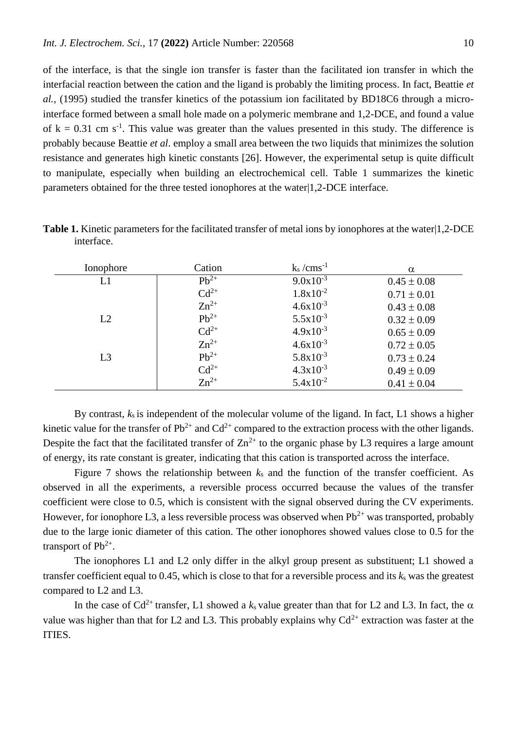of the interface, is that the single ion transfer is faster than the facilitated ion transfer in which the interfacial reaction between the cation and the ligand is probably the limiting process. In fact, Beattie *et al.,* (1995) studied the transfer kinetics of the potassium ion facilitated by BD18C6 through a micro-interface formed between a small hole made on a polymeric membrane and 1,2-DCE, and found a value of $k = 0.31$ cm $s^{-1}$. This value was greater than the values presented in this study. The difference is probably because Beattie *et al*. employ a small area between the two liquids that minimizes the solution resistance and generates high kinetic constants [26]. However, the experimental setup is quite difficult to manipulate, especially when building an electrochemical cell. Table 1 summarizes the kinetic parameters obtained for the three tested ionophores at the water|1,2-DCE interface.

**Table 1.** Kinetic parameters for the facilitated transfer of metal ions by ionophores at the water|1,2-DCE interface.

| Ionophore | Cation | $k_s$ /cms$^{-1}$ | $\alpha$ |
|---|---|---|---|
| L1 | $Pb^{2+}$ | $9.0x10^{-3}$ | $0.45 \pm 0.08$ |
| | $Cd^{2+}$ | $1.8x10^{-2}$ | $0.71 \pm 0.01$ |
| | $Zn^{2+}$ | $4.6x10^{-3}$ | $0.43 \pm 0.08$ |
| L2 | $Pb^{2+}$ | $5.5x10^{-3}$ | $0.32 \pm 0.09$ |
| | $Cd^{2+}$ | $4.9x10^{-3}$ | $0.65 \pm 0.09$ |
| | $Zn^{2+}$ | $4.6x10^{-3}$ | $0.72 \pm 0.05$ |
| L3 | $Pb^{2+}$ | $5.8x10^{-3}$ | $0.73 \pm 0.24$ |
| | $Cd^{2+}$ | $4.3x10^{-3}$ | $0.49 \pm 0.09$ |
| | $Zn^{2+}$ | $5.4x10^{-2}$ | $0.41 \pm 0.04$ |

By contrast, $k_s$ is independent of the molecular volume of the ligand. In fact, L1 shows a higher kinetic value for the transfer of $Pb^{2+}$ and $Cd^{2+}$ compared to the extraction process with the other ligands. Despite the fact that the facilitated transfer of $Zn^{2+}$ to the organic phase by L3 requires a large amount of energy, its rate constant is greater, indicating that this cation is transported across the interface.

Figure 7 shows the relationship between $k_s$ and the function of the transfer coefficient. As observed in all the experiments, a reversible process occurred because the values of the transfer coefficient were close to 0.5, which is consistent with the signal observed during the CV experiments. However, for ionophore L3, a less reversible process was observed when $Pb^{2+}$ was transported, probably due to the large ionic diameter of this cation. The other ionophores showed values close to 0.5 for the transport of $Pb^{2+}$.

The ionophores L1 and L2 only differ in the alkyl group present as substituent; L1 showed a transfer coefficient equal to 0.45, which is close to that for a reversible process and its $k_s$ was the greatest compared to L2 and L3.

In the case of $Cd^{2+}$ transfer, L1 showed a $k_s$ value greater than that for L2 and L3. In fact, the $\alpha$ value was higher than that for L2 and L3. This probably explains why $Cd^{2+}$ extraction was faster at the ITIES.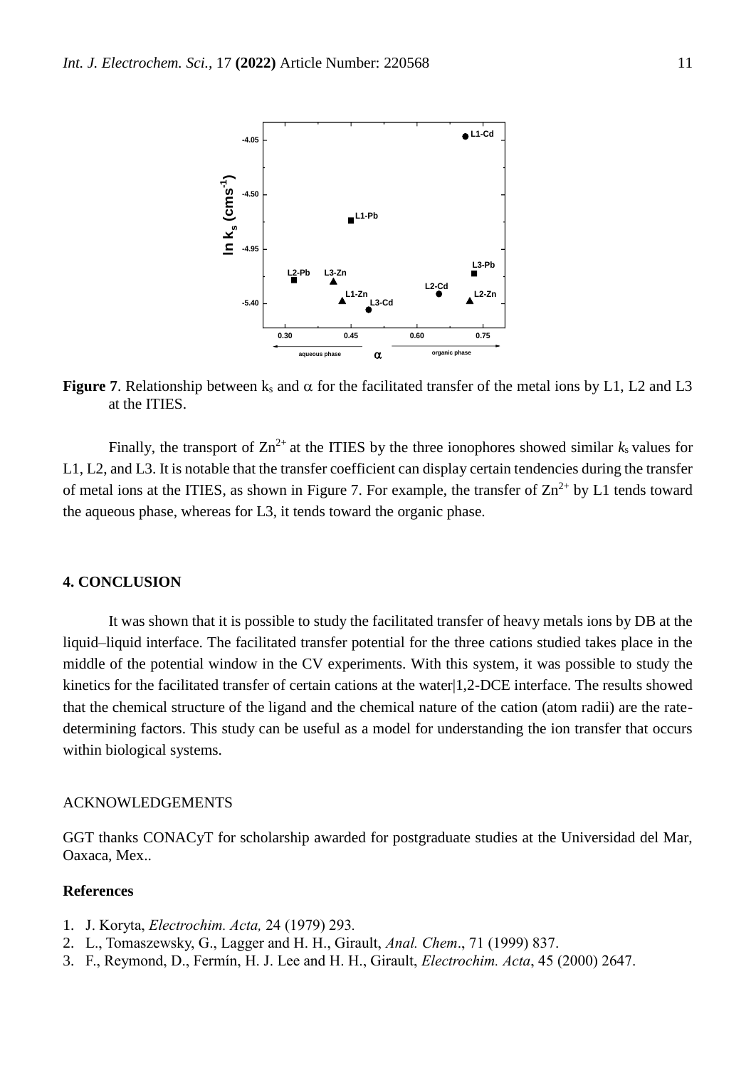**Figure 7**. Relationship between $k_s$ and $\alpha$ for the facilitated transfer of the metal ions by L1, L2 and L3 at the ITIES.

Finally, the transport of $Zn^{2+}$ at the ITIES by the three ionophores showed similar $k_s$ values for L1, L2, and L3. It is notable that the transfer coefficient can display certain tendencies during the transfer of metal ions at the ITIES, as shown in Figure 7. For example, the transfer of $Zn^{2+}$ by L1 tends toward the aqueous phase, whereas for L3, it tends toward the organic phase.

## 4. CONCLUSION

It was shown that it is possible to study the facilitated transfer of heavy metals ions by DB at the liquid–liquid interface. The facilitated transfer potential for the three cations studied takes place in the middle of the potential window in the CV experiments. With this system, it was possible to study the kinetics for the facilitated transfer of certain cations at the water|1,2-DCE interface. The results showed that the chemical structure of the ligand and the chemical nature of the cation (atom radii) are the rate-determining factors. This study can be useful as a model for understanding the ion transfer that occurs within biological systems.

ACKNOWLEDGEMENTS

GGT thanks CONACyT for scholarship awarded for postgraduate studies at the Universidad del Mar, Oaxaca, Mex..

### References

1. J. Koryta, *Electrochim. Acta,* 24 (1979) 293.
2. L., Tomaszewsky, G., Lagger and H. H., Girault, *Anal. Chem*., 71 (1999) 837.
3. F., Reymond, D., Fermín, H. J. Lee and H. H., Girault, *Electrochim. Acta*, 45 (2000) 2647.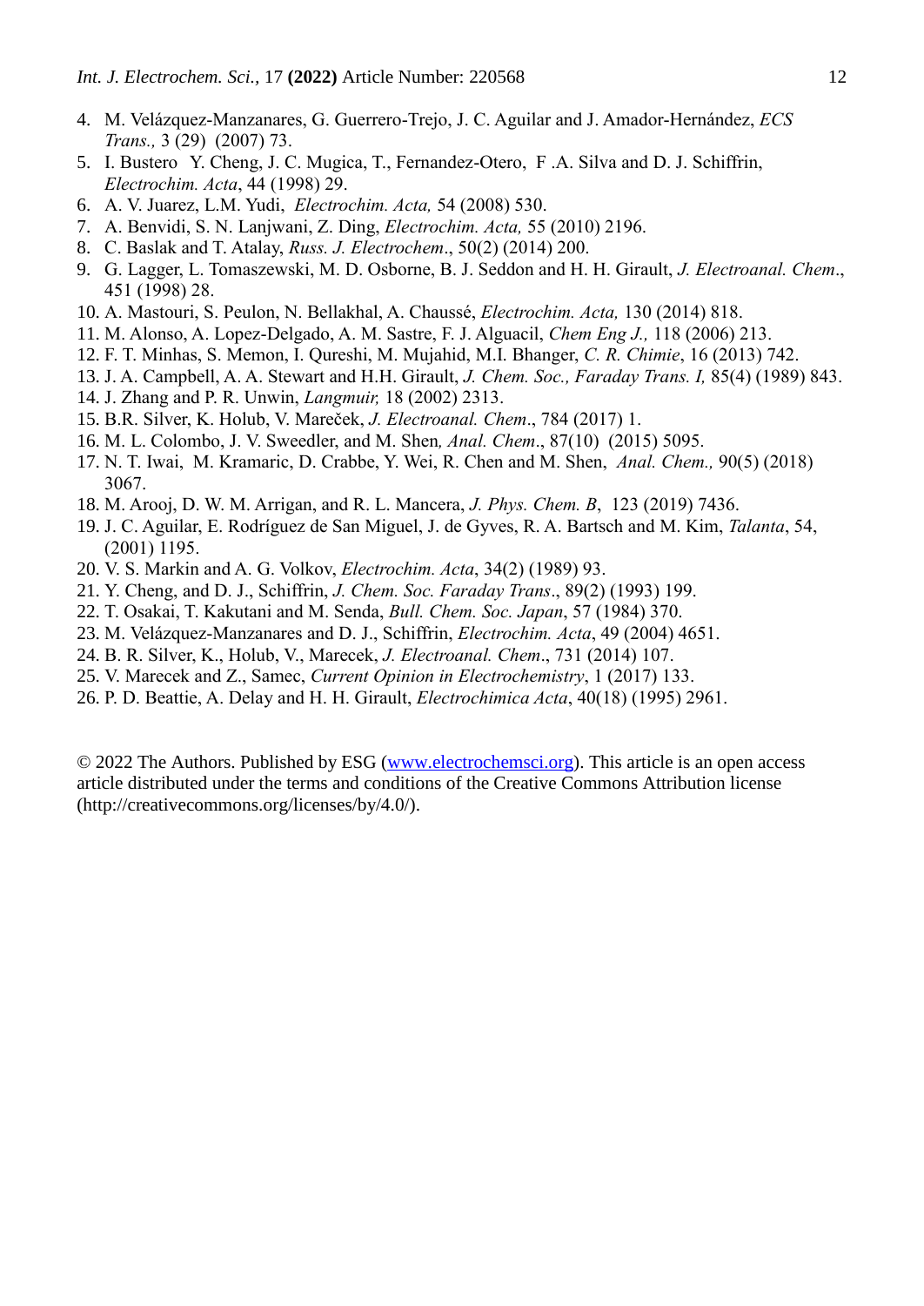4. M. Velázquez-Manzanares, G. Guerrero-Trejo, J. C. Aguilar and J. Amador-Hernández, *ECS Trans.,* 3 (29) (2007) 73.
5. I. Bustero Y. Cheng, J. C. Mugica, T., Fernandez-Otero, F .A. Silva and D. J. Schiffrin, *Electrochim. Acta*, 44 (1998) 29.
6. A. V. Juarez, L.M. Yudi, *Electrochim. Acta,* 54 (2008) 530.
7. A. Benvidi, S. N. Lanjwani, Z. Ding, *Electrochim. Acta,* 55 (2010) 2196.
8. C. Baslak and T. Atalay, *Russ. J. Electrochem*., 50(2) (2014) 200.
9. G. Lagger, L. Tomaszewski, M. D. Osborne, B. J. Seddon and H. H. Girault, *J. Electroanal. Chem*., 451 (1998) 28.
10. A. Mastouri, S. Peulon, N. Bellakhal, A. Chaussé, *Electrochim. Acta,* 130 (2014) 818.
11. M. Alonso, A. Lopez-Delgado, A. M. Sastre, F. J. Alguacil, *Chem Eng J.,* 118 (2006) 213.
12. F. T. Minhas, S. Memon, I. Qureshi, M. Mujahid, M.I. Bhanger, *C. R. Chimie*, 16 (2013) 742.
13. J. A. Campbell, A. A. Stewart and H.H. Girault, *J. Chem. Soc., Faraday Trans. I,* 85(4) (1989) 843.
14. J. Zhang and P. R. Unwin, *Langmuir,* 18 (2002) 2313.
15. B.R. Silver, K. Holub, V. Mareček, *J. Electroanal. Chem*., 784 (2017) 1.
16. M. L. Colombo, J. V. Sweedler, and M. Shen*, Anal. Chem*., 87(10) (2015) 5095.
17. N. T. Iwai, M. Kramaric, D. Crabbe, Y. Wei, R. Chen and M. Shen, *Anal. Chem.,* 90(5) (2018) 3067.
18. M. Arooj, D. W. M. Arrigan, and R. L. Mancera, *J. Phys. Chem. B*, 123 (2019) 7436.
19. J. C. Aguilar, E. Rodríguez de San Miguel, J. de Gyves, R. A. Bartsch and M. Kim, *Talanta*, 54, (2001) 1195.
20. V. S. Markin and A. G. Volkov, *Electrochim. Acta*, 34(2) (1989) 93.
21. Y. Cheng, and D. J., Schiffrin, *J. Chem. Soc. Faraday Trans*., 89(2) (1993) 199.
22. T. Osakai, T. Kakutani and M. Senda, *Bull. Chem. Soc. Japan*, 57 (1984) 370.
23. M. Velázquez-Manzanares and D. J., Schiffrin, *Electrochim. Acta*, 49 (2004) 4651.
24. B. R. Silver, K., Holub, V., Marecek, *J. Electroanal. Chem*., 731 (2014) 107.
25. V. Marecek and Z., Samec, *Current Opinion in Electrochemistry*, 1 (2017) 133.
26. P. D. Beattie, A. Delay and H. H. Girault, *Electrochimica Acta*, 40(18) (1995) 2961.

© 2022 The Authors. Published by ESG (www.electrochemsci.org). This article is an open access article distributed under the terms and conditions of the Creative Commons Attribution license (http://creativecommons.org/licenses/by/4.0/).